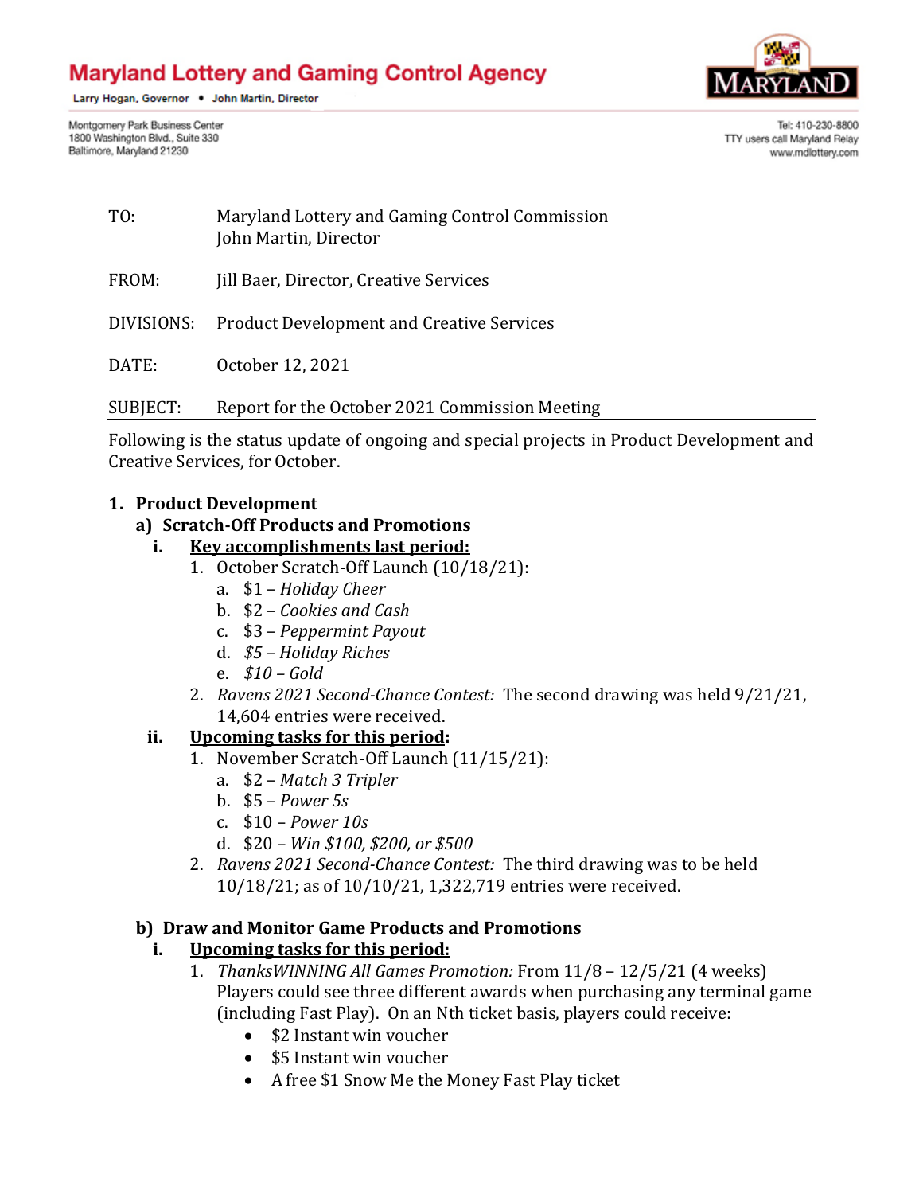# Maryland Lottery and Gaming Control Agency

Larry Hogan, Governor • John Martin, Director

Montgomery Park Business Center
1800 Washington Blvd., Suite 330
Baltimore, Maryland 21230

Tel: 410-230-8800
TTY users call Maryland Relay
www.mdlottery.com

| | |
|---|---|
| TO: | Maryland Lottery and Gaming Control Commission<br>John Martin, Director |
| FROM: | Jill Baer, Director, Creative Services |
| DIVISIONS: | Product Development and Creative Services |
| DATE: | October 12, 2021 |
| SUBJECT: | Report for the October 2021 Commission Meeting |

Following is the status update of ongoing and special projects in Product Development and Creative Services, for October.

1. **Product Development**
   a) **Scratch-Off Products and Promotions**
      i. **Key accomplishments last period:**
         1. October Scratch-Off Launch (10/18/21):
            a. $1 – *Holiday Cheer*
            b. $2 – *Cookies and Cash*
            c. $3 – *Peppermint Payout*
            d. *$5 – Holiday Riches*
            e. *$10 – Gold*
         2. *Ravens 2021 Second-Chance Contest:* The second drawing was held 9/21/21, 14,604 entries were received.

      ii. **Upcoming tasks for this period:**
         1. November Scratch-Off Launch (11/15/21):
            a. $2 – *Match 3 Tripler*
            b. $5 – *Power 5s*
            c. $10 – *Power 10s*
            d. $20 – *Win $100, $200, or $500*
         2. *Ravens 2021 Second-Chance Contest:* The third drawing was to be held 10/18/21; as of 10/10/21, 1,322,719 entries were received.

   b) **Draw and Monitor Game Products and Promotions**
      i. **Upcoming tasks for this period:**
         1. *ThanksWINNING All Games Promotion:* From 11/8 – 12/5/21 (4 weeks) Players could see three different awards when purchasing any terminal game (including Fast Play). On an Nth ticket basis, players could receive:
            - $2 Instant win voucher
            - $5 Instant win voucher
            - A free $1 Snow Me the Money Fast Play ticket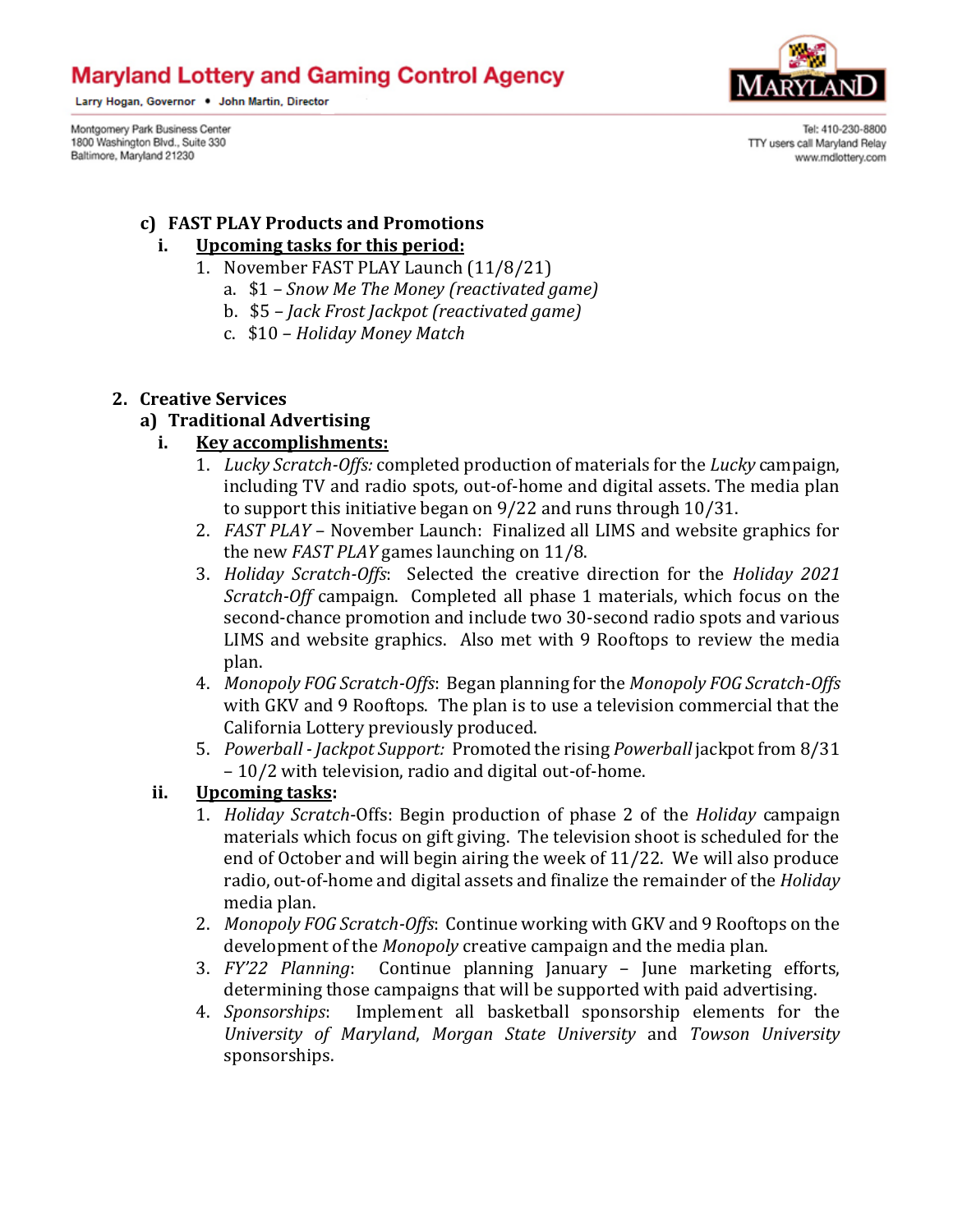c) **FAST PLAY Products and Promotions**

i. **<u>Upcoming tasks for this period:</u>**

1. November FAST PLAY Launch (11/8/21)
   a. $1 – *Snow Me The Money (reactivated game)*
   b. $5 – *Jack Frost Jackpot (reactivated game)*
   c. $10 – *Holiday Money Match*

2. **Creative Services**

a) **Traditional Advertising**

i. **<u>Key accomplishments:</u>**

1. *Lucky Scratch-Offs:* completed production of materials for the *Lucky* campaign, including TV and radio spots, out-of-home and digital assets. The media plan to support this initiative began on 9/22 and runs through 10/31.
2. *FAST PLAY* – November Launch: Finalized all LIMS and website graphics for the new *FAST PLAY* games launching on 11/8.
3. *Holiday Scratch-Offs*: Selected the creative direction for the *Holiday 2021 Scratch-Off* campaign. Completed all phase 1 materials, which focus on the second-chance promotion and include two 30-second radio spots and various LIMS and website graphics. Also met with 9 Rooftops to review the media plan.
4. *Monopoly FOG Scratch-Offs*: Began planning for the *Monopoly FOG Scratch-Offs* with GKV and 9 Rooftops. The plan is to use a television commercial that the California Lottery previously produced.
5. *Powerball - Jackpot Support:* Promoted the rising *Powerball* jackpot from 8/31 – 10/2 with television, radio and digital out-of-home.

ii. **<u>Upcoming tasks</u>:**

1. *Holiday Scratch*-Offs: Begin production of phase 2 of the *Holiday* campaign materials which focus on gift giving. The television shoot is scheduled for the end of October and will begin airing the week of 11/22. We will also produce radio, out-of-home and digital assets and finalize the remainder of the *Holiday* media plan.
2. *Monopoly FOG Scratch-Offs*: Continue working with GKV and 9 Rooftops on the development of the *Monopoly* creative campaign and the media plan.
3. *FY'22 Planning*: Continue planning January – June marketing efforts, determining those campaigns that will be supported with paid advertising.
4. *Sponsorships*: Implement all basketball sponsorship elements for the *University of Maryland*, *Morgan State University* and *Towson University* sponsorships.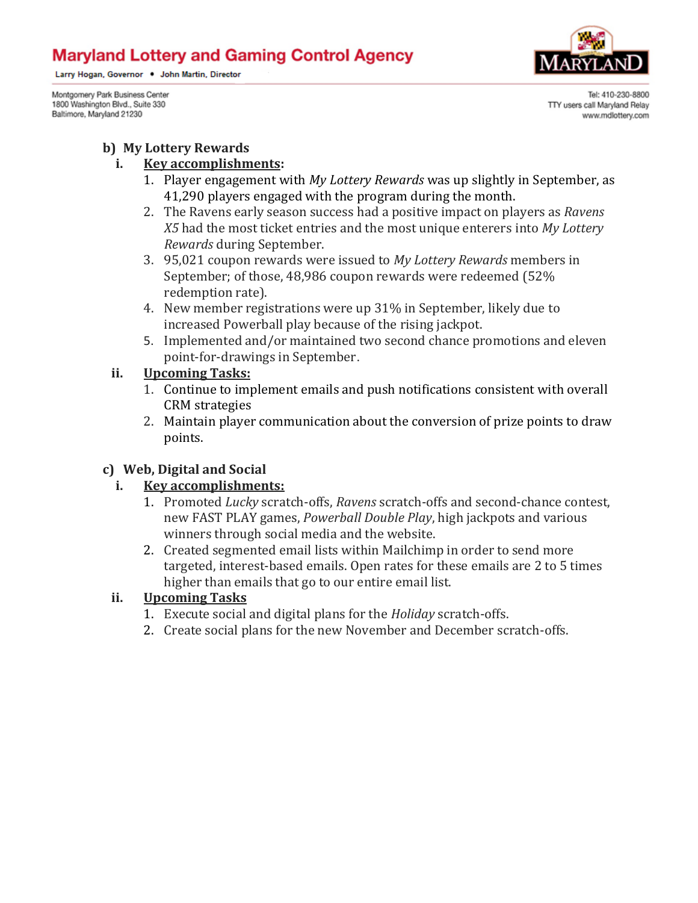**b) My Lottery Rewards**

i. **<u>Key accomplishments</u>:**

1. Player engagement with *My Lottery Rewards* was up slightly in September, as 41,290 players engaged with the program during the month.
2. The Ravens early season success had a positive impact on players as *Ravens X5* had the most ticket entries and the most unique enterers into *My Lottery Rewards* during September.
3. 95,021 coupon rewards were issued to *My Lottery Rewards* members in September; of those, 48,986 coupon rewards were redeemed (52% redemption rate).
4. New member registrations were up 31% in September, likely due to increased Powerball play because of the rising jackpot.
5. Implemented and/or maintained two second chance promotions and eleven point-for-drawings in September.

ii. **<u>Upcoming Tasks:</u>**

1. Continue to implement emails and push notifications consistent with overall CRM strategies
2. Maintain player communication about the conversion of prize points to draw points.

**c) Web, Digital and Social**

i. **<u>Key accomplishments:</u>**

1. Promoted *Lucky* scratch-offs, *Ravens* scratch-offs and second-chance contest, new FAST PLAY games, *Powerball Double Play*, high jackpots and various winners through social media and the website.
2. Created segmented email lists within Mailchimp in order to send more targeted, interest-based emails. Open rates for these emails are 2 to 5 times higher than emails that go to our entire email list.

ii. **<u>Upcoming Tasks</u>**

1. Execute social and digital plans for the *Holiday* scratch-offs.
2. Create social plans for the new November and December scratch-offs.